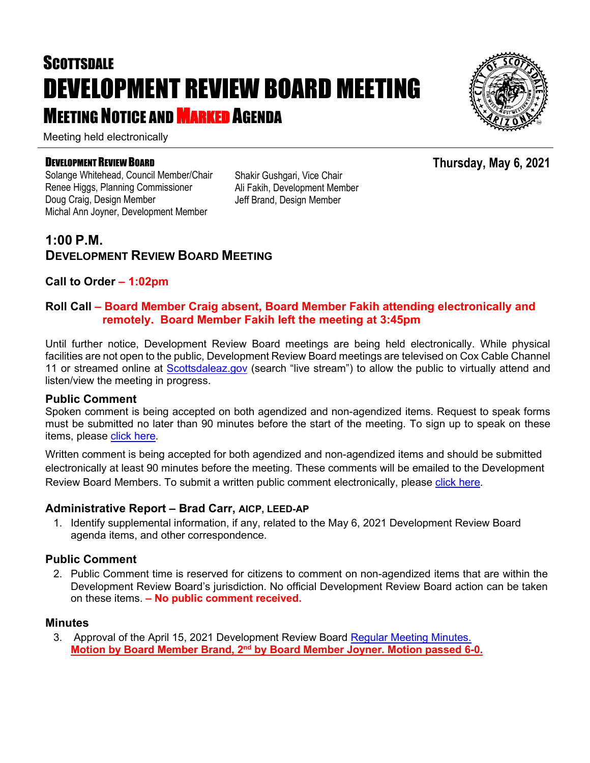# SCOTTSDALE
# DEVELOPMENT REVIEW BOARD MEETING
## MEETING NOTICE AND MARKED AGENDA

Meeting held electronically

**DEVELOPMENT REVIEW BOARD**

**Thursday, May 6, 2021**

Solange Whitehead, Council Member/Chair
Renee Higgs, Planning Commissioner
Doug Craig, Design Member
Michal Ann Joyner, Development Member
Shakir Gushgari, Vice Chair
Ali Fakih, Development Member
Jeff Brand, Design Member

## 1:00 P.M.
## DEVELOPMENT REVIEW BOARD MEETING

### Call to Order – 1:02pm

### Roll Call – Board Member Craig absent, Board Member Fakih attending electronically and remotely. Board Member Fakih left the meeting at 3:45pm

Until further notice, Development Review Board meetings are being held electronically. While physical facilities are not open to the public, Development Review Board meetings are televised on Cox Cable Channel 11 or streamed online at Scottsdaleaz.gov (search "live stream") to allow the public to virtually attend and listen/view the meeting in progress.

### Public Comment

Spoken comment is being accepted on both agendized and non-agendized items. Request to speak forms must be submitted no later than 90 minutes before the start of the meeting. To sign up to speak on these items, please click here.

Written comment is being accepted for both agendized and non-agendized items and should be submitted electronically at least 90 minutes before the meeting. These comments will be emailed to the Development Review Board Members. To submit a written public comment electronically, please click here.

### Administrative Report – Brad Carr, AICP, LEED-AP

1. Identify supplemental information, if any, related to the May 6, 2021 Development Review Board agenda items, and other correspondence.

### Public Comment

2. Public Comment time is reserved for citizens to comment on non-agendized items that are within the Development Review Board's jurisdiction. No official Development Review Board action can be taken on these items. **– No public comment received.**

### Minutes

3. Approval of the April 15, 2021 Development Review Board Regular Meeting Minutes.
**Motion by Board Member Brand, 2nd by Board Member Joyner. Motion passed 6-0.**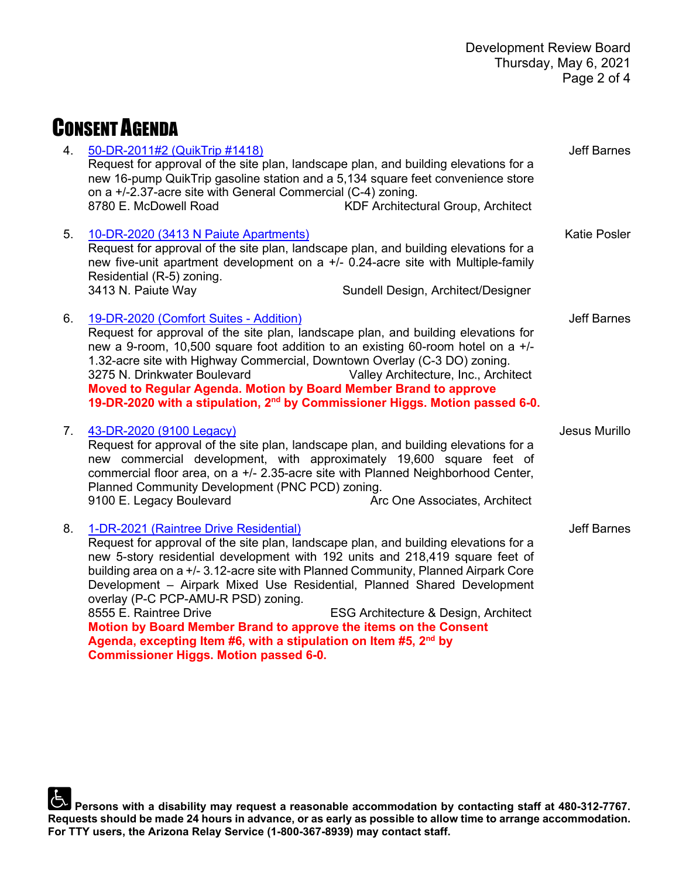# CONSENT AGENDA

4. 50-DR-2011#2 (QuikTrip #1418) — Jeff Barnes
   Request for approval of the site plan, landscape plan, and building elevations for a new 16-pump QuikTrip gasoline station and a 5,134 square feet convenience store on a +/-2.37-acre site with General Commercial (C-4) zoning.
   8780 E. McDowell Road — KDF Architectural Group, Architect

5. 10-DR-2020 (3413 N Paiute Apartments) — Katie Posler
   Request for approval of the site plan, landscape plan, and building elevations for a new five-unit apartment development on a +/- 0.24-acre site with Multiple-family Residential (R-5) zoning.
   3413 N. Paiute Way — Sundell Design, Architect/Designer

6. 19-DR-2020 (Comfort Suites - Addition) — Jeff Barnes
   Request for approval of the site plan, landscape plan, and building elevations for new a 9-room, 10,500 square foot addition to an existing 60-room hotel on a +/- 1.32-acre site with Highway Commercial, Downtown Overlay (C-3 DO) zoning.
   3275 N. Drinkwater Boulevard — Valley Architecture, Inc., Architect
   **Moved to Regular Agenda. Motion by Board Member Brand to approve 19-DR-2020 with a stipulation, 2nd by Commissioner Higgs. Motion passed 6-0.**

7. 43-DR-2020 (9100 Legacy) — Jesus Murillo
   Request for approval of the site plan, landscape plan, and building elevations for a new commercial development, with approximately 19,600 square feet of commercial floor area, on a +/- 2.35-acre site with Planned Neighborhood Center, Planned Community Development (PNC PCD) zoning.
   9100 E. Legacy Boulevard — Arc One Associates, Architect

8. 1-DR-2021 (Raintree Drive Residential) — Jeff Barnes
   Request for approval of the site plan, landscape plan, and building elevations for a new 5-story residential development with 192 units and 218,419 square feet of building area on a +/- 3.12-acre site with Planned Community, Planned Airpark Core Development – Airpark Mixed Use Residential, Planned Shared Development overlay (P-C PCP-AMU-R PSD) zoning.
   8555 E. Raintree Drive — ESG Architecture & Design, Architect
   **Motion by Board Member Brand to approve the items on the Consent Agenda, excepting Item #6, with a stipulation on Item #5, 2nd by Commissioner Higgs. Motion passed 6-0.**

**Persons with a disability may request a reasonable accommodation by contacting staff at 480-312-7767. Requests should be made 24 hours in advance, or as early as possible to allow time to arrange accommodation. For TTY users, the Arizona Relay Service (1-800-367-8939) may contact staff.**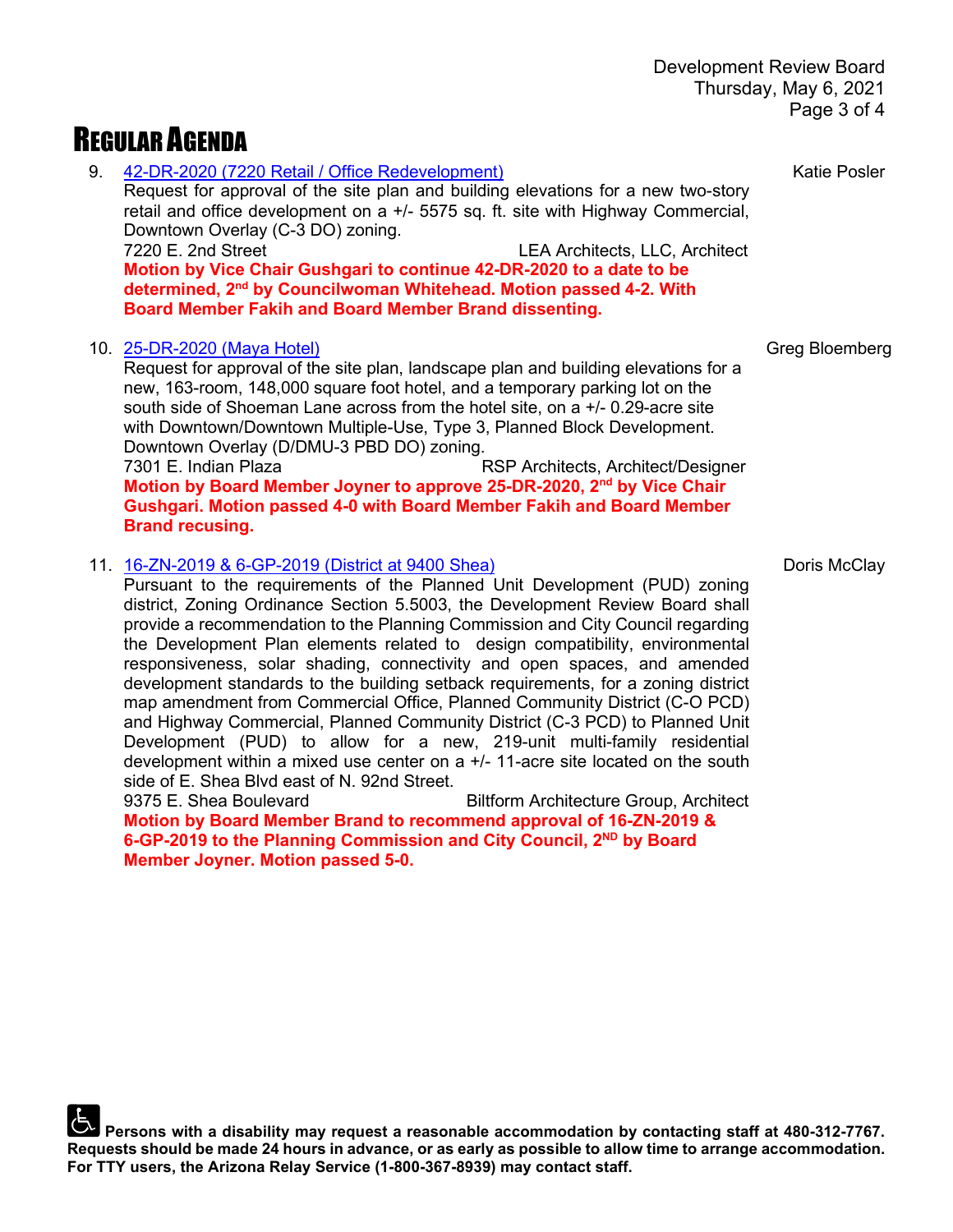# REGULAR AGENDA

9. 42-DR-2020 (7220 Retail / Office Redevelopment) — Katie Posler

   Request for approval of the site plan and building elevations for a new two-story retail and office development on a +/- 5575 sq. ft. site with Highway Commercial, Downtown Overlay (C-3 DO) zoning.

   7220 E. 2nd Street — LEA Architects, LLC, Architect

   **Motion by Vice Chair Gushgari to continue 42-DR-2020 to a date to be determined, 2nd by Councilwoman Whitehead. Motion passed 4-2. With Board Member Fakih and Board Member Brand dissenting.**

10. 25-DR-2020 (Maya Hotel) — Greg Bloemberg

    Request for approval of the site plan, landscape plan and building elevations for a new, 163-room, 148,000 square foot hotel, and a temporary parking lot on the south side of Shoeman Lane across from the hotel site, on a +/- 0.29-acre site with Downtown/Downtown Multiple-Use, Type 3, Planned Block Development. Downtown Overlay (D/DMU-3 PBD DO) zoning.

    7301 E. Indian Plaza — RSP Architects, Architect/Designer

    **Motion by Board Member Joyner to approve 25-DR-2020, 2nd by Vice Chair Gushgari. Motion passed 4-0 with Board Member Fakih and Board Member Brand recusing.**

11. 16-ZN-2019 & 6-GP-2019 (District at 9400 Shea) — Doris McClay

    Pursuant to the requirements of the Planned Unit Development (PUD) zoning district, Zoning Ordinance Section 5.5003, the Development Review Board shall provide a recommendation to the Planning Commission and City Council regarding the Development Plan elements related to design compatibility, environmental responsiveness, solar shading, connectivity and open spaces, and amended development standards to the building setback requirements, for a zoning district map amendment from Commercial Office, Planned Community District (C-O PCD) and Highway Commercial, Planned Community District (C-3 PCD) to Planned Unit Development (PUD) to allow for a new, 219-unit multi-family residential development within a mixed use center on a +/- 11-acre site located on the south side of E. Shea Blvd east of N. 92nd Street.

    9375 E. Shea Boulevard — Biltform Architecture Group, Architect

    **Motion by Board Member Brand to recommend approval of 16-ZN-2019 & 6-GP-2019 to the Planning Commission and City Council, 2ND by Board Member Joyner. Motion passed 5-0.**

**Persons with a disability may request a reasonable accommodation by contacting staff at 480-312-7767. Requests should be made 24 hours in advance, or as early as possible to allow time to arrange accommodation. For TTY users, the Arizona Relay Service (1-800-367-8939) may contact staff.**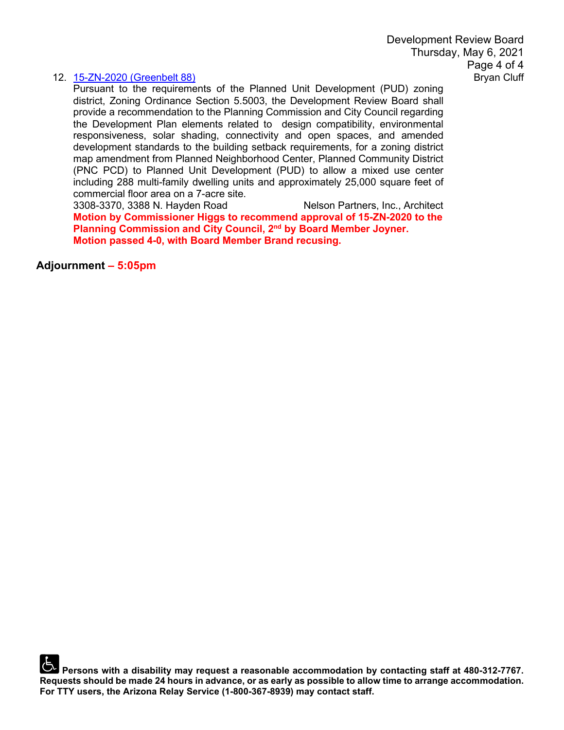12. [15-ZN-2020 (Greenbelt 88)] — Bryan Cluff

    Pursuant to the requirements of the Planned Unit Development (PUD) zoning district, Zoning Ordinance Section 5.5003, the Development Review Board shall provide a recommendation to the Planning Commission and City Council regarding the Development Plan elements related to design compatibility, environmental responsiveness, solar shading, connectivity and open spaces, and amended development standards to the building setback requirements, for a zoning district map amendment from Planned Neighborhood Center, Planned Community District (PNC PCD) to Planned Unit Development (PUD) to allow a mixed use center including 288 multi-family dwelling units and approximately 25,000 square feet of commercial floor area on a 7-acre site.

    3308-3370, 3388 N. Hayden Road — Nelson Partners, Inc., Architect

    **Motion by Commissioner Higgs to recommend approval of 15-ZN-2020 to the Planning Commission and City Council, 2nd by Board Member Joyner. Motion passed 4-0, with Board Member Brand recusing.**

**Adjournment – 5:05pm**

**Persons with a disability may request a reasonable accommodation by contacting staff at 480-312-7767. Requests should be made 24 hours in advance, or as early as possible to allow time to arrange accommodation. For TTY users, the Arizona Relay Service (1-800-367-8939) may contact staff.**